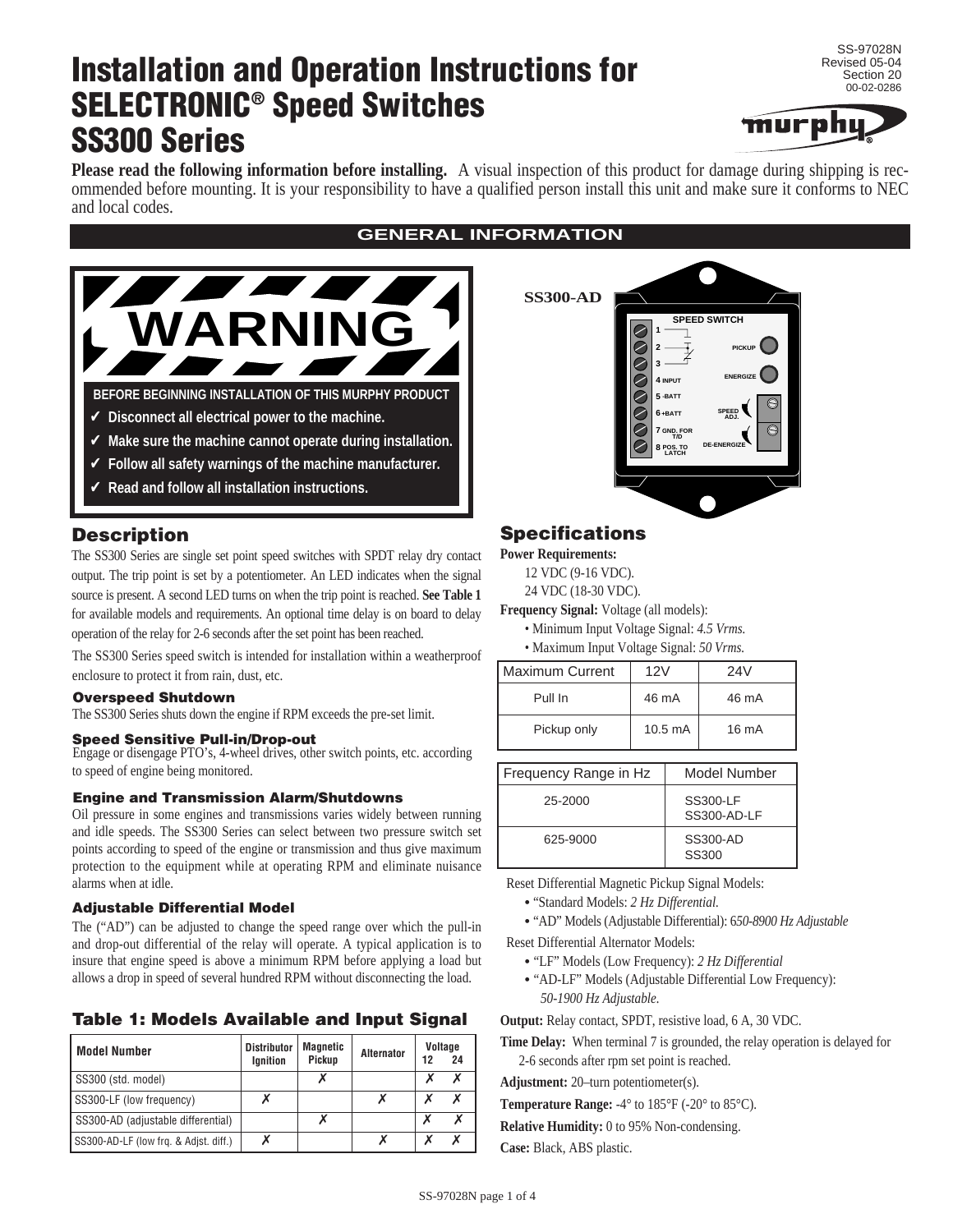# Installation and Operation Instructions for SELECTRONIC® Speed Switches SS300 Series

SS-97028N
Revised 05-04
Section 20
00-02-0286

**Please read the following information before installing.** A visual inspection of this product for damage during shipping is recommended before mounting. It is your responsibility to have a qualified person install this unit and make sure it conforms to NEC and local codes.

## GENERAL INFORMATION

**WARNING**

BEFORE BEGINNING INSTALLATION OF THIS MURPHY PRODUCT

- ✓ Disconnect all electrical power to the machine.
- ✓ Make sure the machine cannot operate during installation.
- ✓ Follow all safety warnings of the machine manufacturer.
- ✓ Read and follow all installation instructions.

SS300-AD

SPEED SWITCH

1
2
3
4 INPUT
5 -BATT
6 +BATT
7 GND. FOR T/D
8 POS. TO LATCH

PICKUP
ENERGIZE
SPEED ADJ.
DE-ENERGIZE

## Description

The SS300 Series are single set point speed switches with SPDT relay dry contact output. The trip point is set by a potentiometer. An LED indicates when the signal source is present. A second LED turns on when the trip point is reached. **See Table 1** for available models and requirements. An optional time delay is on board to delay operation of the relay for 2-6 seconds after the set point has been reached.

The SS300 Series speed switch is intended for installation within a weatherproof enclosure to protect it from rain, dust, etc.

### Overspeed Shutdown

The SS300 Series shuts down the engine if RPM exceeds the pre-set limit.

### Speed Sensitive Pull-in/Drop-out

Engage or disengage PTO's, 4-wheel drives, other switch points, etc. according to speed of engine being monitored.

### Engine and Transmission Alarm/Shutdowns

Oil pressure in some engines and transmissions varies widely between running and idle speeds. The SS300 Series can select between two pressure switch set points according to speed of the engine or transmission and thus give maximum protection to the equipment while at operating RPM and eliminate nuisance alarms when at idle.

### Adjustable Differential Model

The ("AD") can be adjusted to change the speed range over which the pull-in and drop-out differential of the relay will operate. A typical application is to insure that engine speed is above a minimum RPM before applying a load but allows a drop in speed of several hundred RPM without disconnecting the load.

### Table 1: Models Available and Input Signal

| Model Number | Distributor Ignition | Magnetic Pickup | Alternator | Voltage 12 | 24 |
|---|---|---|---|---|---|
| SS300 (std. model) | | ✗ | | ✗ | ✗ |
| SS300-LF (low frequency) | ✗ | | ✗ | ✗ | ✗ |
| SS300-AD (adjustable differential) | | ✗ | | ✗ | ✗ |
| SS300-AD-LF (low frq. & Adjst. diff.) | ✗ | | ✗ | ✗ | ✗ |

## Specifications

**Power Requirements:**

12 VDC (9-16 VDC).
24 VDC (18-30 VDC).

**Frequency Signal:** Voltage (all models):

- Minimum Input Voltage Signal: *4.5 Vrms.*
- Maximum Input Voltage Signal: *50 Vrms.*

| Maximum Current | 12V | 24V |
|---|---|---|
| Pull In | 46 mA | 46 mA |
| Pickup only | 10.5 mA | 16 mA |

| Frequency Range in Hz | Model Number |
|---|---|
| 25-2000 | SS300-LF<br>SS300-AD-LF |
| 625-9000 | SS300-AD<br>SS300 |

Reset Differential Magnetic Pickup Signal Models:

- "Standard Models: *2 Hz Differential.*
- "AD" Models (Adjustable Differential): 6*50-8900 Hz Adjustable*

Reset Differential Alternator Models:

- "LF" Models (Low Frequency): *2 Hz Differential*
- "AD-LF" Models (Adjustable Differential Low Frequency): *50-1900 Hz Adjustable.*

**Output:** Relay contact, SPDT, resistive load, 6 A, 30 VDC.

**Time Delay:** When terminal 7 is grounded, the relay operation is delayed for 2-6 seconds after rpm set point is reached.

**Adjustment:** 20–turn potentiometer(s).

**Temperature Range:** -4° to 185°F (-20° to 85°C).

**Relative Humidity:** 0 to 95% Non-condensing.

**Case:** Black, ABS plastic.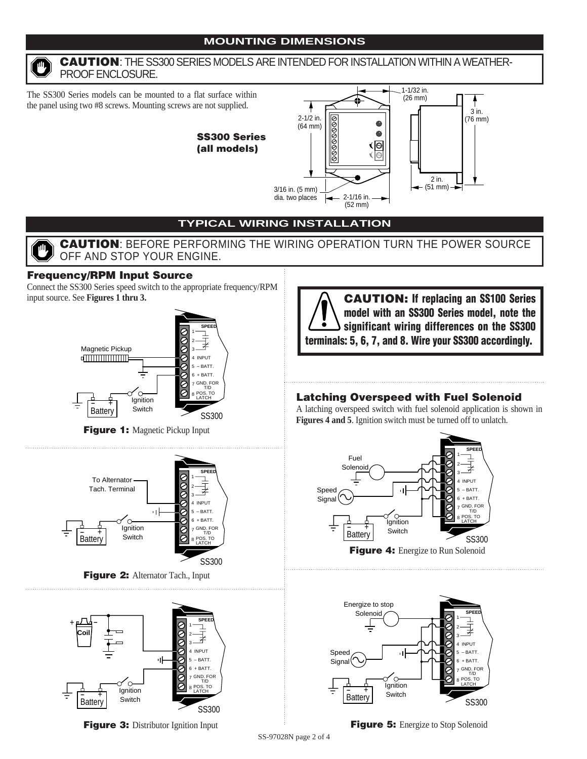## MOUNTING DIMENSIONS

**CAUTION**: THE SS300 SERIES MODELS ARE INTENDED FOR INSTALLATION WITHIN A WEATHER-PROOF ENCLOSURE.

The SS300 Series models can be mounted to a flat surface within the panel using two #8 screws. Mounting screws are not supplied.

**SS300 Series (all models)**

1-1/32 in. (26 mm)
2-1/2 in. (64 mm)
3 in. (76 mm)
2 in. (51 mm)
3/16 in. (5 mm) dia. two places
2-1/16 in. (52 mm)

## TYPICAL WIRING INSTALLATION

**CAUTION**: BEFORE PERFORMING THE WIRING OPERATION TURN THE POWER SOURCE OFF AND STOP YOUR ENGINE.

### Frequency/RPM Input Source

Connect the SS300 Series speed switch to the appropriate frequency/RPM input source. See **Figures 1 thru 3.**

**Figure 1:** Magnetic Pickup Input

**Figure 2:** Alternator Tach., Input

**Figure 3:** Distributor Ignition Input

**CAUTION: If replacing an SS100 Series model with an SS300 Series model, note the significant wiring differences on the SS300 terminals: 5, 6, 7, and 8. Wire your SS300 accordingly.**

### Latching Overspeed with Fuel Solenoid

A latching overspeed switch with fuel solenoid application is shown in **Figures 4 and 5**. Ignition switch must be turned off to unlatch.

**Figure 4:** Energize to Run Solenoid

**Figure 5:** Energize to Stop Solenoid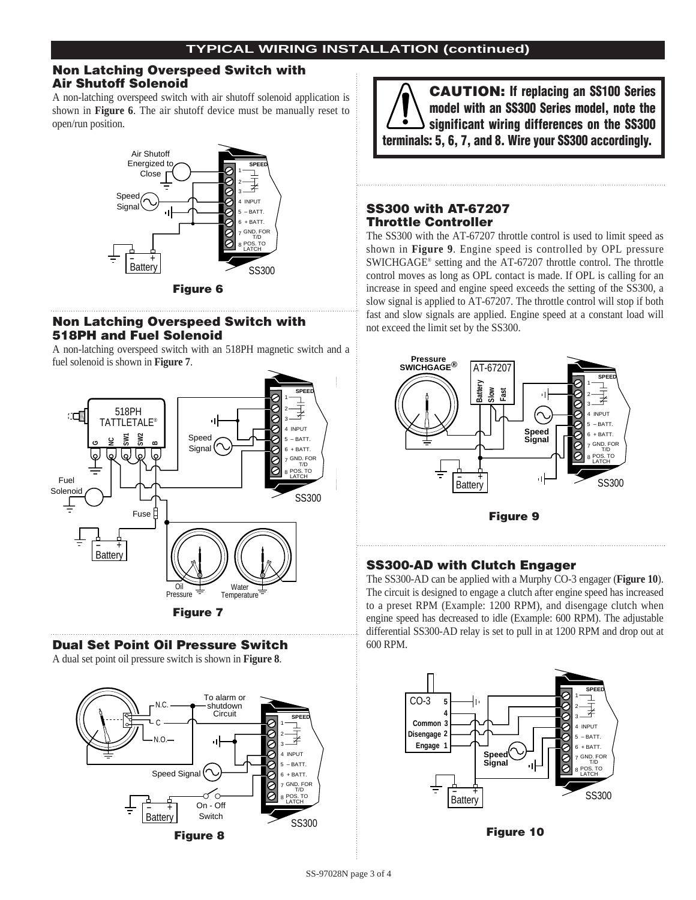## TYPICAL WIRING INSTALLATION (continued)

### Non Latching Overspeed Switch with Air Shutoff Solenoid

A non-latching overspeed switch with air shutoff solenoid application is shown in **Figure 6**. The air shutoff device must be manually reset to open/run position.

**Figure 6**

### Non Latching Overspeed Switch with 518PH and Fuel Solenoid

A non-latching overspeed switch with an 518PH magnetic switch and a fuel solenoid is shown in **Figure 7**.

**Figure 7**

### Dual Set Point Oil Pressure Switch

A dual set point oil pressure switch is shown in **Figure 8**.

**Figure 8**

**CAUTION: If replacing an SS100 Series model with an SS300 Series model, note the significant wiring differences on the SS300 terminals: 5, 6, 7, and 8. Wire your SS300 accordingly.**

### SS300 with AT-67207 Throttle Controller

The SS300 with the AT-67207 throttle control is used to limit speed as shown in **Figure 9**. Engine speed is controlled by OPL pressure SWICHGAGE® setting and the AT-67207 throttle control. The throttle control moves as long as OPL contact is made. If OPL is calling for an increase in speed and engine speed exceeds the setting of the SS300, a slow signal is applied to AT-67207. The throttle control will stop if both fast and slow signals are applied. Engine speed at a constant load will not exceed the limit set by the SS300.

**Figure 9**

### SS300-AD with Clutch Engager

The SS300-AD can be applied with a Murphy CO-3 engager (**Figure 10**). The circuit is designed to engage a clutch after engine speed has increased to a preset RPM (Example: 1200 RPM), and disengage clutch when engine speed has decreased to idle (Example: 600 RPM). The adjustable differential SS300-AD relay is set to pull in at 1200 RPM and drop out at 600 RPM.

**Figure 10**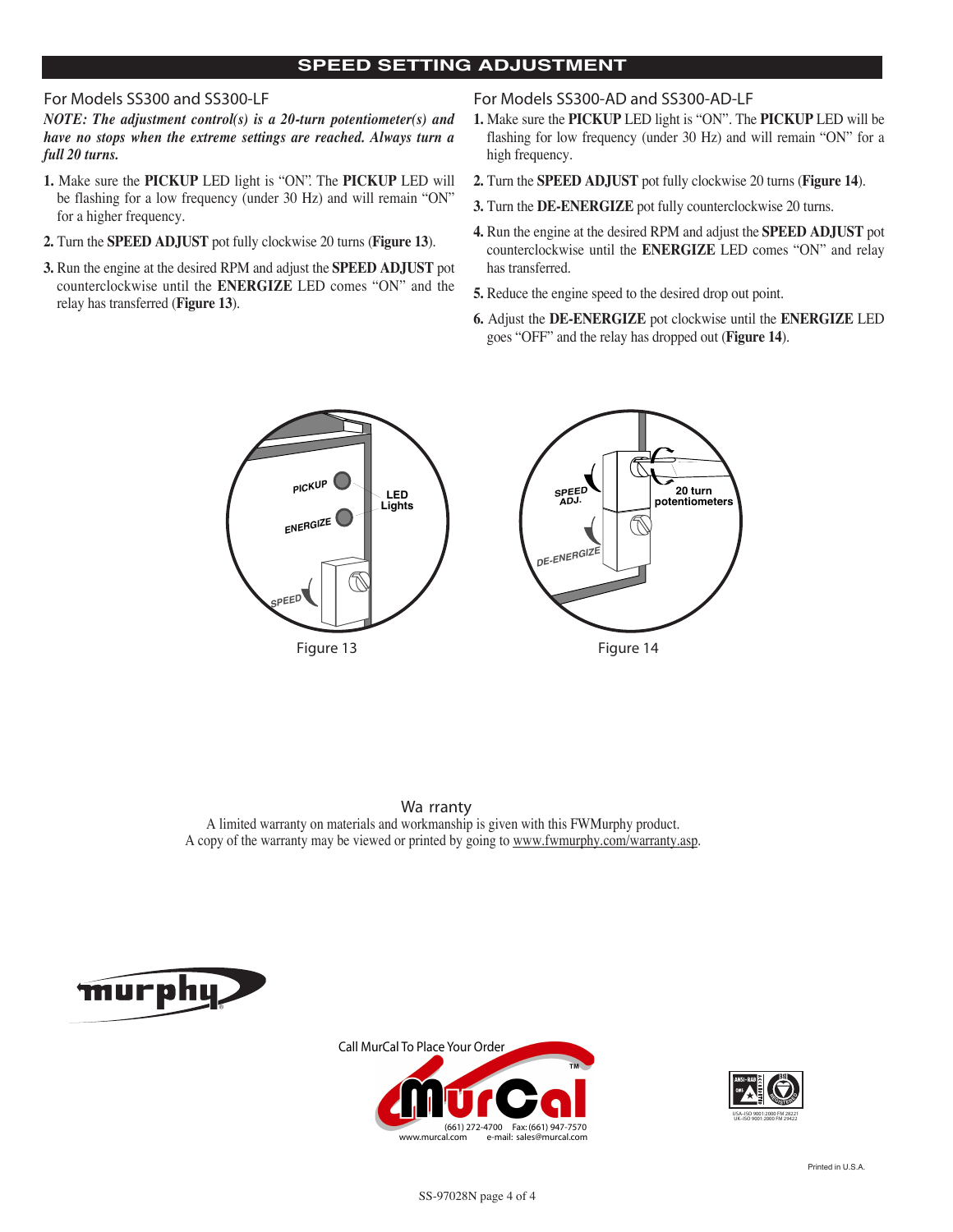## SPEED SETTING ADJUSTMENT

### For Models SS300 and SS300-LF

***NOTE: The adjustment control(s) is a 20-turn potentiometer(s) and have no stops when the extreme settings are reached. Always turn a full 20 turns.***

1. Make sure the **PICKUP** LED light is "ON". The **PICKUP** LED will be flashing for a low frequency (under 30 Hz) and will remain "ON" for a higher frequency.
2. Turn the **SPEED ADJUST** pot fully clockwise 20 turns (**Figure 13**).
3. Run the engine at the desired RPM and adjust the **SPEED ADJUST** pot counterclockwise until the **ENERGIZE** LED comes "ON" and the relay has transferred (**Figure 13**).

### For Models SS300-AD and SS300-AD-LF

1. Make sure the **PICKUP** LED light is "ON". The **PICKUP** LED will be flashing for low frequency (under 30 Hz) and will remain "ON" for a high frequency.
2. Turn the **SPEED ADJUST** pot fully clockwise 20 turns (**Figure 14**).
3. Turn the **DE-ENERGIZE** pot fully counterclockwise 20 turns.
4. Run the engine at the desired RPM and adjust the **SPEED ADJUST** pot counterclockwise until the **ENERGIZE** LED comes "ON" and relay has transferred.
5. Reduce the engine speed to the desired drop out point.
6. Adjust the **DE-ENERGIZE** pot clockwise until the **ENERGIZE** LED goes "OFF" and the relay has dropped out (**Figure 14**).

PICKUP
ENERGIZE
LED Lights
SPEED

Figure 13

SPEED ADJ.
20 turn potentiometers
DE-ENERGIZE

Figure 14

### Warranty

A limited warranty on materials and workmanship is given with this FWMurphy product.
A copy of the warranty may be viewed or printed by going to www.fwmurphy.com/warranty.asp.

murphy

Call MurCal To Place Your Order

MurCal™

(661) 272-4700 Fax: (661) 947-7570
www.murcal.com e-mail: sales@murcal.com

USA-ISO 9001:2000 FM 28221
UK-ISO 9001:2000 FM 29422

Printed in U.S.A.

SS-97028N